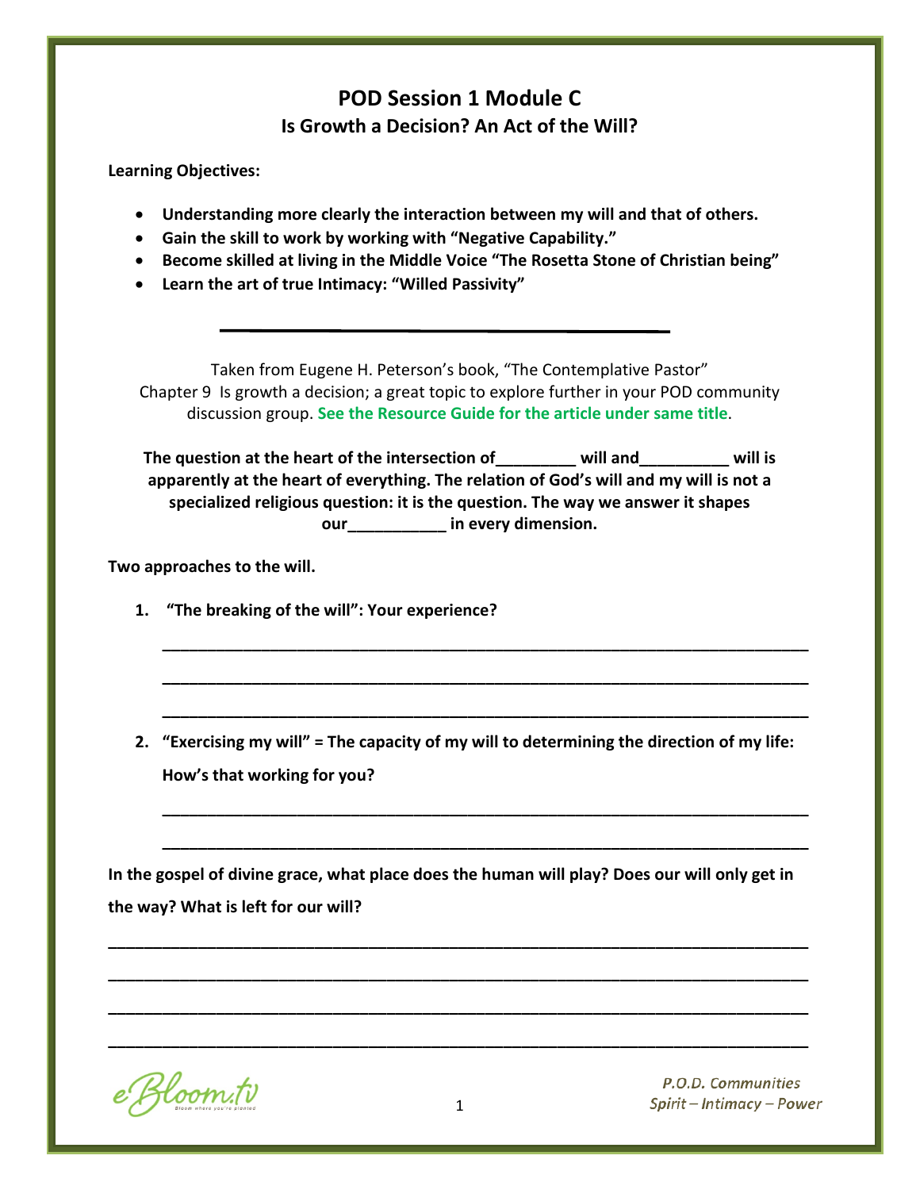# POD Session 1 Module C

## Is Growth a Decision? An Act of the Will?

**Learning Objectives:**

- **Understanding more clearly the interaction between my will and that of others.**
- **Gain the skill to work by working with "Negative Capability."**
- **Become skilled at living in the Middle Voice "The Rosetta Stone of Christian being"**
- **Learn the art of true Intimacy: "Willed Passivity"**

---

Taken from Eugene H. Peterson's book, "The Contemplative Pastor" Chapter 9 Is growth a decision; a great topic to explore further in your POD community discussion group. **See the Resource Guide for the article under same title**.

**The question at the heart of the intersection of_________ will and__________ will is apparently at the heart of everything. The relation of God's will and my will is not a specialized religious question: it is the question. The way we answer it shapes our___________ in every dimension.**

**Two approaches to the will.**

1. **"The breaking of the will": Your experience?**

   ___________________________________________________________________________

   ___________________________________________________________________________

   ___________________________________________________________________________

2. **"Exercising my will" = The capacity of my will to determining the direction of my life: How's that working for you?**

   ___________________________________________________________________________

   ___________________________________________________________________________

**In the gospel of divine grace, what place does the human will play? Does our will only get in the way? What is left for our will?**

___________________________________________________________________________

___________________________________________________________________________

___________________________________________________________________________

___________________________________________________________________________

eBloom.tv — Bloom where you're planted

P.O.D. Communities
Spirit – Intimacy – Power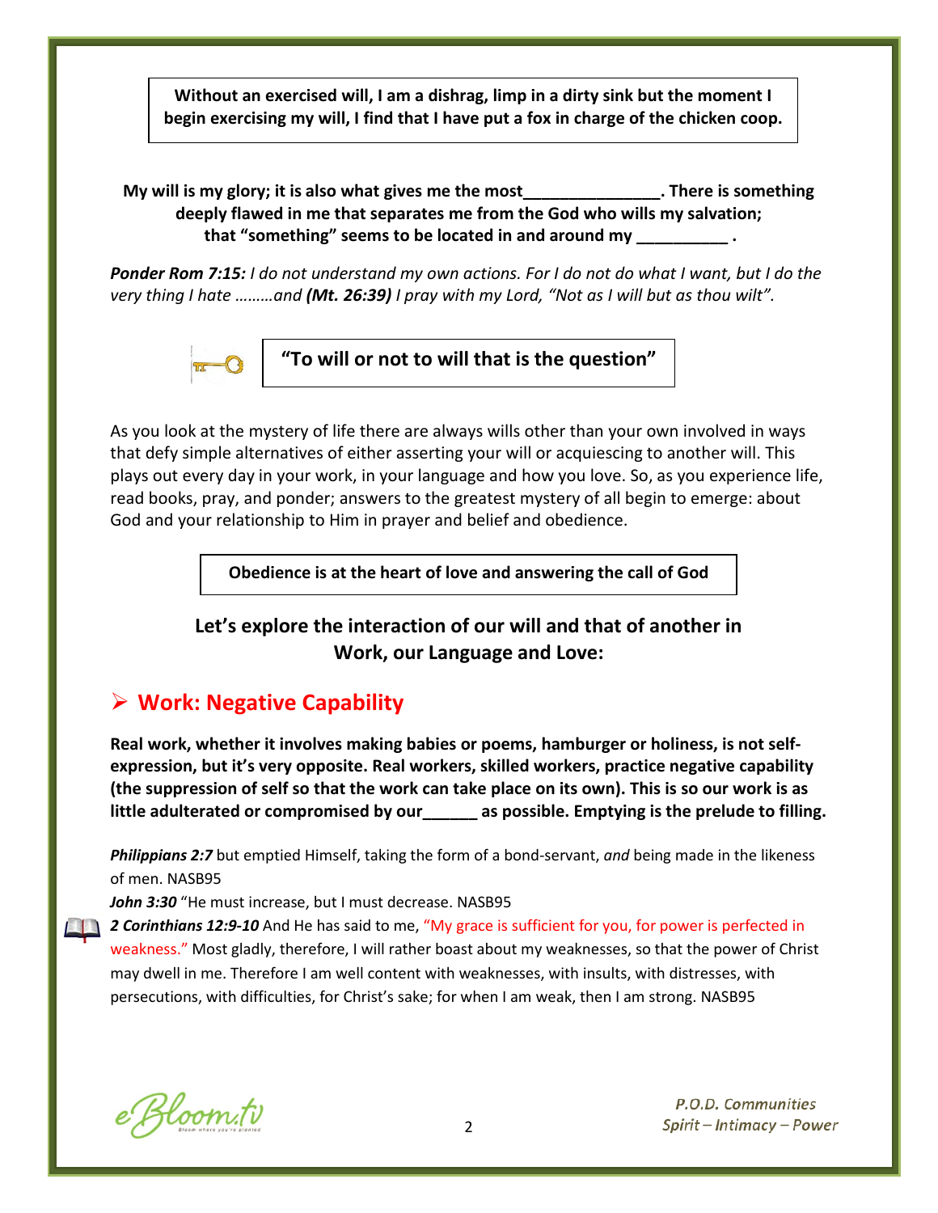**Without an exercised will, I am a dishrag, limp in a dirty sink but the moment I begin exercising my will, I find that I have put a fox in charge of the chicken coop.**

**My will is my glory; it is also what gives me the most_______________. There is something deeply flawed in me that separates me from the God who wills my salvation; that "something" seems to be located in and around my __________ .**

***Ponder Rom 7:15:*** *I do not understand my own actions. For I do not do what I want, but I do the very thing I hate ………and* ***(Mt. 26:39)*** *I pray with my Lord, "Not as I will but as thou wilt".*

**"To will or not to will that is the question"**

As you look at the mystery of life there are always wills other than your own involved in ways that defy simple alternatives of either asserting your will or acquiescing to another will. This plays out every day in your work, in your language and how you love. So, as you experience life, read books, pray, and ponder; answers to the greatest mystery of all begin to emerge: about God and your relationship to Him in prayer and belief and obedience.

**Obedience is at the heart of love and answering the call of God**

**Let's explore the interaction of our will and that of another in Work, our Language and Love:**

## Work: Negative Capability

**Real work, whether it involves making babies or poems, hamburger or holiness, is not self-expression, but it's very opposite. Real workers, skilled workers, practice negative capability (the suppression of self so that the work can take place on its own). This is so our work is as little adulterated or compromised by our______ as possible. Emptying is the prelude to filling.**

***Philippians 2:7*** but emptied Himself, taking the form of a bond-servant, *and* being made in the likeness of men. NASB95

***John 3:30*** "He must increase, but I must decrease. NASB95

***2 Corinthians 12:9-10*** And He has said to me, "My grace is sufficient for you, for power is perfected in weakness." Most gladly, therefore, I will rather boast about my weaknesses, so that the power of Christ may dwell in me. Therefore I am well content with weaknesses, with insults, with distresses, with persecutions, with difficulties, for Christ's sake; for when I am weak, then I am strong. NASB95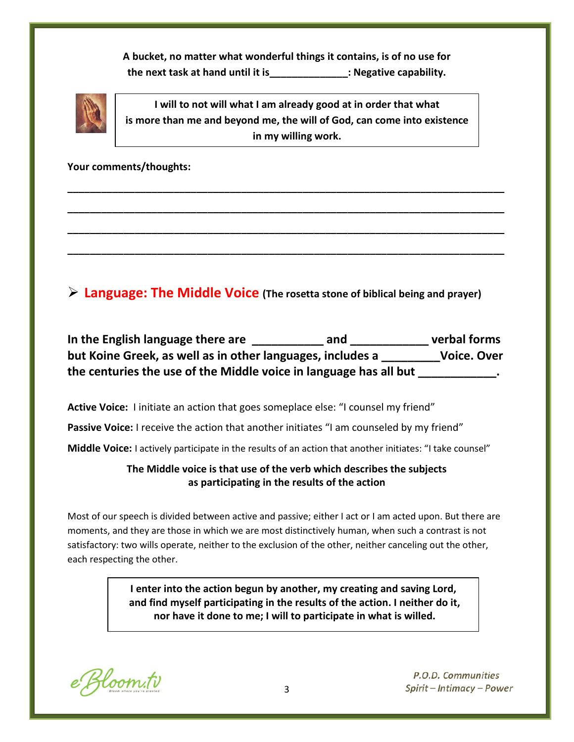**A bucket, no matter what wonderful things it contains, is of no use for the next task at hand until it is______________: Negative capability.**

> **I will to not will what I am already good at in order that what is more than me and beyond me, the will of God, can come into existence in my willing work.**

**Your comments/thoughts:**

______________________________________________________________________________

______________________________________________________________________________

______________________________________________________________________________

______________________________________________________________________________

## ➢ Language: The Middle Voice (The rosetta stone of biblical being and prayer)

**In the English language there are ___________ and ____________ verbal forms but Koine Greek, as well as in other languages, includes a _________Voice. Over the centuries the use of the Middle voice in language has all but ____________.**

**Active Voice:** I initiate an action that goes someplace else: "I counsel my friend"

**Passive Voice:** I receive the action that another initiates "I am counseled by my friend"

**Middle Voice:** I actively participate in the results of an action that another initiates: "I take counsel"

**The Middle voice is that use of the verb which describes the subjects as participating in the results of the action**

Most of our speech is divided between active and passive; either I act or I am acted upon. But there are moments, and they are those in which we are most distinctively human, when such a contrast is not satisfactory: two wills operate, neither to the exclusion of the other, neither canceling out the other, each respecting the other.

> **I enter into the action begun by another, my creating and saving Lord, and find myself participating in the results of the action. I neither do it, nor have it done to me; I will to participate in what is willed.**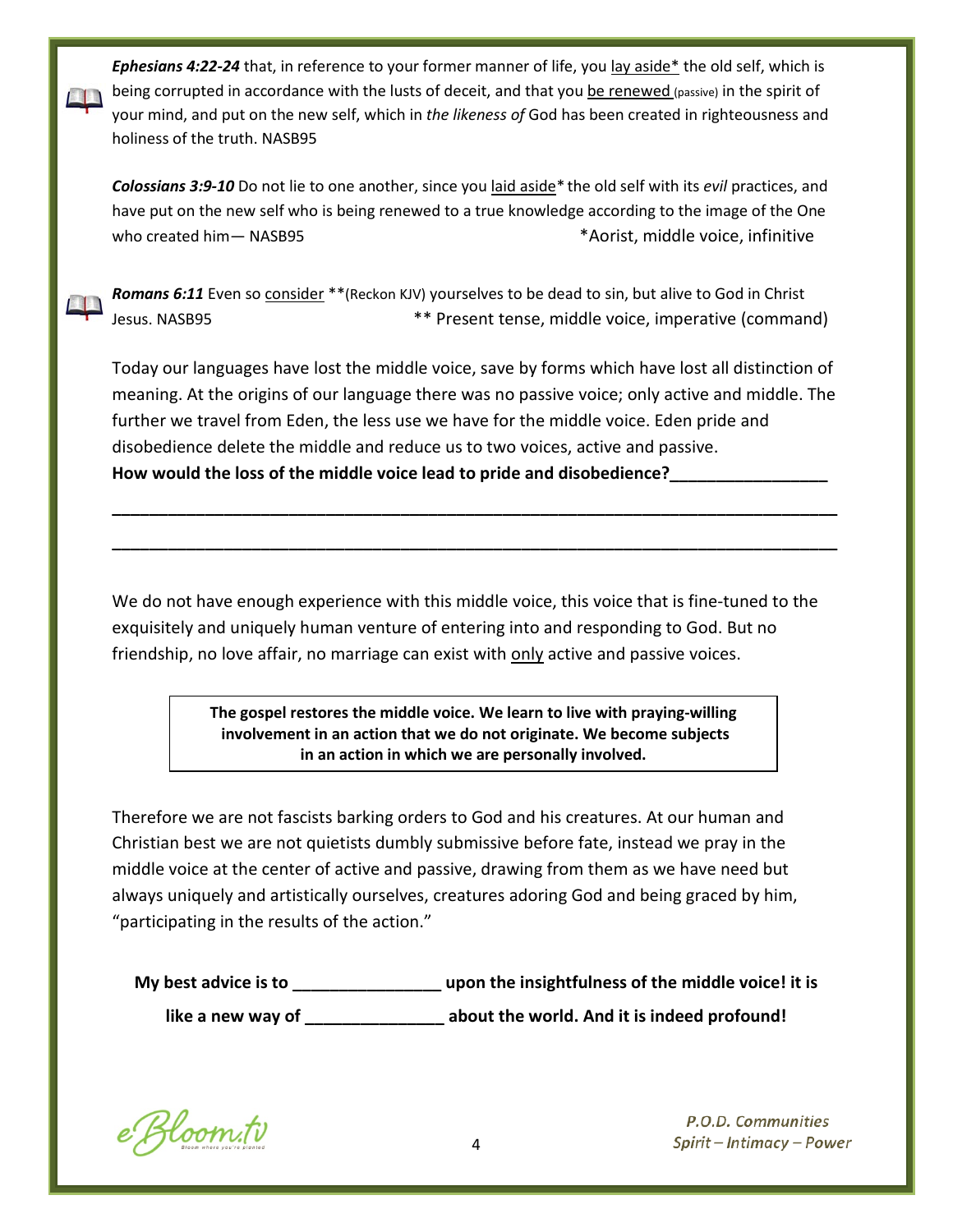***Ephesians 4:22-24*** that, in reference to your former manner of life, you <u>lay aside</u>* the old self, which is being corrupted in accordance with the lusts of deceit, and that you <u>be renewed</u> (passive) in the spirit of your mind, and put on the new self, which in *the likeness of* God has been created in righteousness and holiness of the truth. NASB95

***Colossians 3:9-10*** Do not lie to one another, since you <u>laid aside</u>* the old self with its *evil* practices, and have put on the new self who is being renewed to a true knowledge according to the image of the One who created him— NASB95 *Aorist, middle voice, infinitive

***Romans 6:11*** Even so <u>consider</u> **(Reckon KJV) yourselves to be dead to sin, but alive to God in Christ Jesus. NASB95 ** Present tense, middle voice, imperative (command)

Today our languages have lost the middle voice, save by forms which have lost all distinction of meaning. At the origins of our language there was no passive voice; only active and middle. The further we travel from Eden, the less use we have for the middle voice. Eden pride and disobedience delete the middle and reduce us to two voices, active and passive.

**How would the loss of the middle voice lead to pride and disobedience?_________________**

___________________________________________________________________________

___________________________________________________________________________

We do not have enough experience with this middle voice, this voice that is fine-tuned to the exquisitely and uniquely human venture of entering into and responding to God. But no friendship, no love affair, no marriage can exist with <u>only</u> active and passive voices.

> **The gospel restores the middle voice. We learn to live with praying-willing involvement in an action that we do not originate. We become subjects in an action in which we are personally involved.**

Therefore we are not fascists barking orders to God and his creatures. At our human and Christian best we are not quietists dumbly submissive before fate, instead we pray in the middle voice at the center of active and passive, drawing from them as we have need but always uniquely and artistically ourselves, creatures adoring God and being graced by him, "participating in the results of the action."

**My best advice is to ________________ upon the insightfulness of the middle voice! it is like a new way of _______________ about the world. And it is indeed profound!**

P.O.D. Communities
Spirit – Intimacy – Power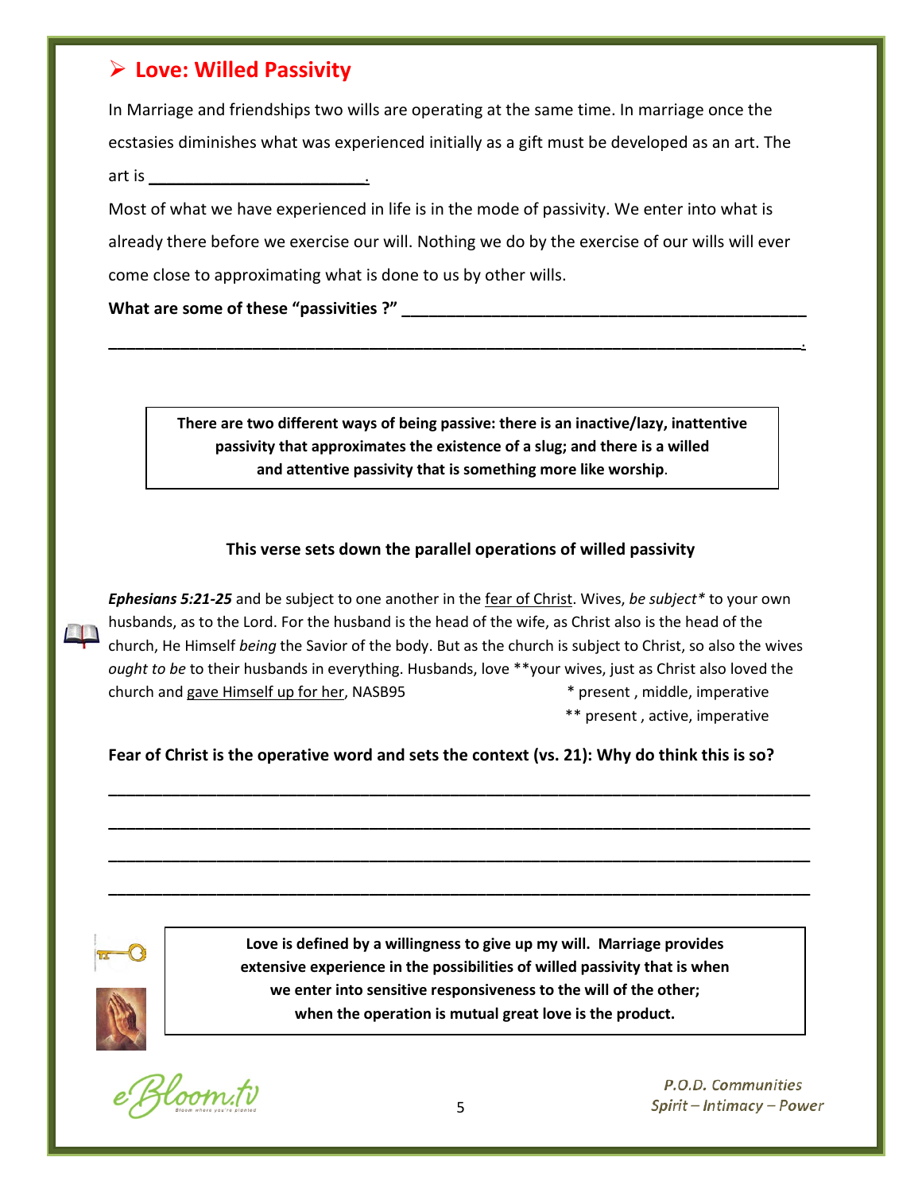## ➢ Love: Willed Passivity

In Marriage and friendships two wills are operating at the same time. In marriage once the ecstasies diminishes what was experienced initially as a gift must be developed as an art. The art is ________________________.

Most of what we have experienced in life is in the mode of passivity. We enter into what is already there before we exercise our will. Nothing we do by the exercise of our wills will ever come close to approximating what is done to us by other wills.

**What are some of these "passivities ?" ____________________________________________**

______________________________________________________________________________.

> **There are two different ways of being passive: there is an inactive/lazy, inattentive passivity that approximates the existence of a slug; and there is a willed and attentive passivity that is something more like worship.**

**This verse sets down the parallel operations of willed passivity**

***Ephesians 5:21-25*** and be subject to one another in the fear of Christ. Wives, *be subject\** to your own husbands, as to the Lord. For the husband is the head of the wife, as Christ also is the head of the church, He Himself *being* the Savior of the body. But as the church is subject to Christ, so also the wives *ought to be* to their husbands in everything. Husbands, love \*\*your wives, just as Christ also loved the church and gave Himself up for her, NASB95

\* present , middle, imperative
\*\* present , active, imperative

**Fear of Christ is the operative word and sets the context (vs. 21): Why do think this is so?**

______________________________________________________________________________

______________________________________________________________________________

______________________________________________________________________________

______________________________________________________________________________

> **Love is defined by a willingness to give up my will. Marriage provides extensive experience in the possibilities of willed passivity that is when we enter into sensitive responsiveness to the will of the other; when the operation is mutual great love is the product.**

P.O.D. Communities
Spirit – Intimacy – Power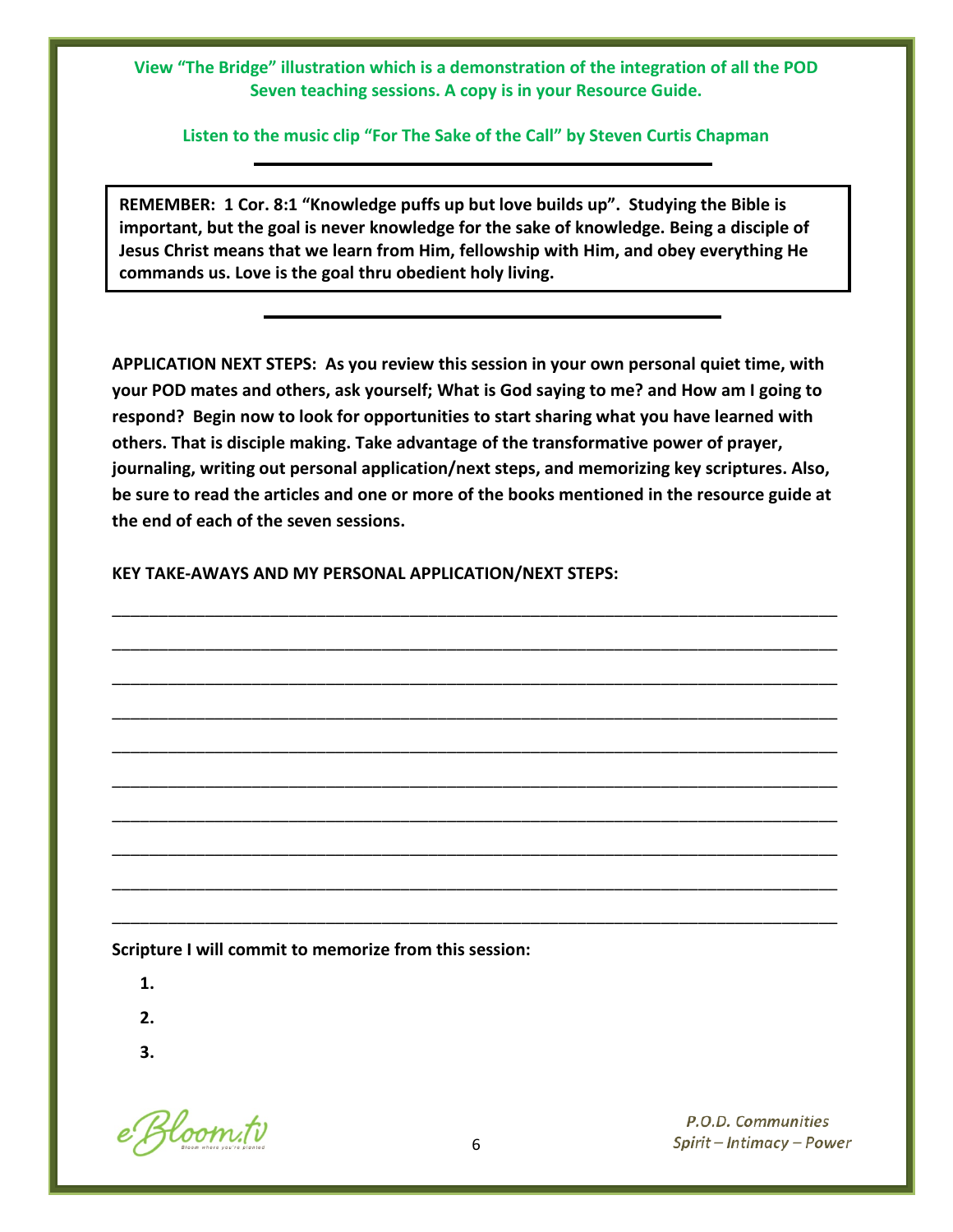**View "The Bridge" illustration which is a demonstration of the integration of all the POD Seven teaching sessions. A copy is in your Resource Guide.**

**Listen to the music clip "For The Sake of the Call" by Steven Curtis Chapman**

---

**REMEMBER: 1 Cor. 8:1 "Knowledge puffs up but love builds up". Studying the Bible is important, but the goal is never knowledge for the sake of knowledge. Being a disciple of Jesus Christ means that we learn from Him, fellowship with Him, and obey everything He commands us. Love is the goal thru obedient holy living.**

---

**APPLICATION NEXT STEPS: As you review this session in your own personal quiet time, with your POD mates and others, ask yourself; What is God saying to me? and How am I going to respond? Begin now to look for opportunities to start sharing what you have learned with others. That is disciple making. Take advantage of the transformative power of prayer, journaling, writing out personal application/next steps, and memorizing key scriptures. Also, be sure to read the articles and one or more of the books mentioned in the resource guide at the end of each of the seven sessions.**

**KEY TAKE-AWAYS AND MY PERSONAL APPLICATION/NEXT STEPS:**

______________________________________________________________________________

______________________________________________________________________________

______________________________________________________________________________

______________________________________________________________________________

______________________________________________________________________________

______________________________________________________________________________

______________________________________________________________________________

______________________________________________________________________________

______________________________________________________________________________

______________________________________________________________________________

**Scripture I will commit to memorize from this session:**

**1.**

**2.**

**3.**

eBloom.tv

*P.O.D. Communities*
*Spirit – Intimacy – Power*